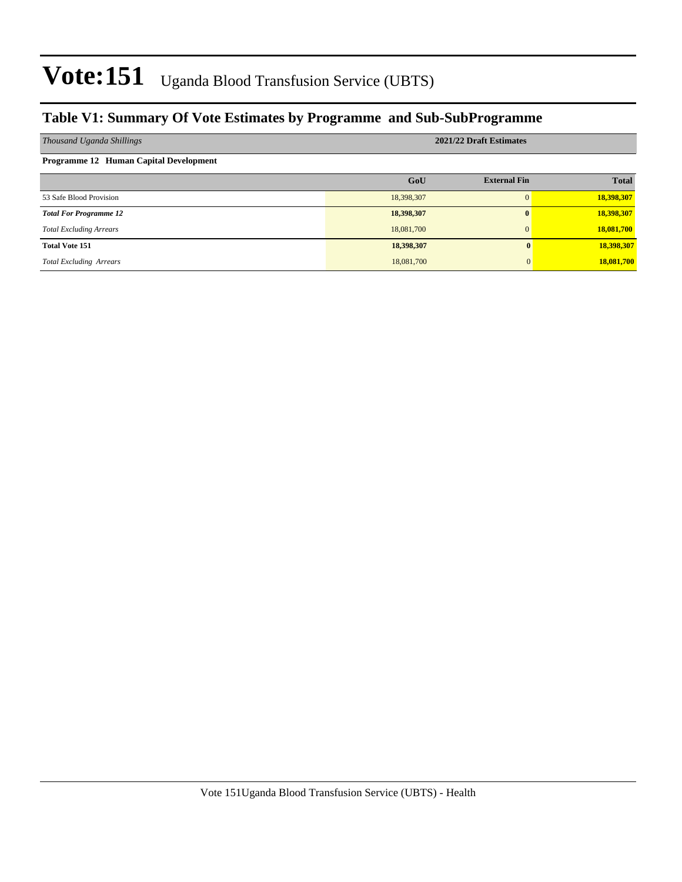# Vote:151 Uganda Blood Transfusion Service (UBTS)

## Table V1: Summary Of Vote Estimates by Programme and Sub-SubProgramme

| *Thousand Uganda Shillings* | 2021/22 Draft Estimates | | |
|---|---|---|---|
| **Programme 12 Human Capital Development** | | | |
| | **GoU** | **External Fin** | **Total** |
| 53 Safe Blood Provision | 18,398,307 | 0 | **18,398,307** |
| ***Total For Programme 12*** | **18,398,307** | **0** | **18,398,307** |
| *Total Excluding Arrears* | 18,081,700 | 0 | **18,081,700** |
| **Total Vote 151** | **18,398,307** | **0** | **18,398,307** |
| *Total Excluding Arrears* | 18,081,700 | 0 | **18,081,700** |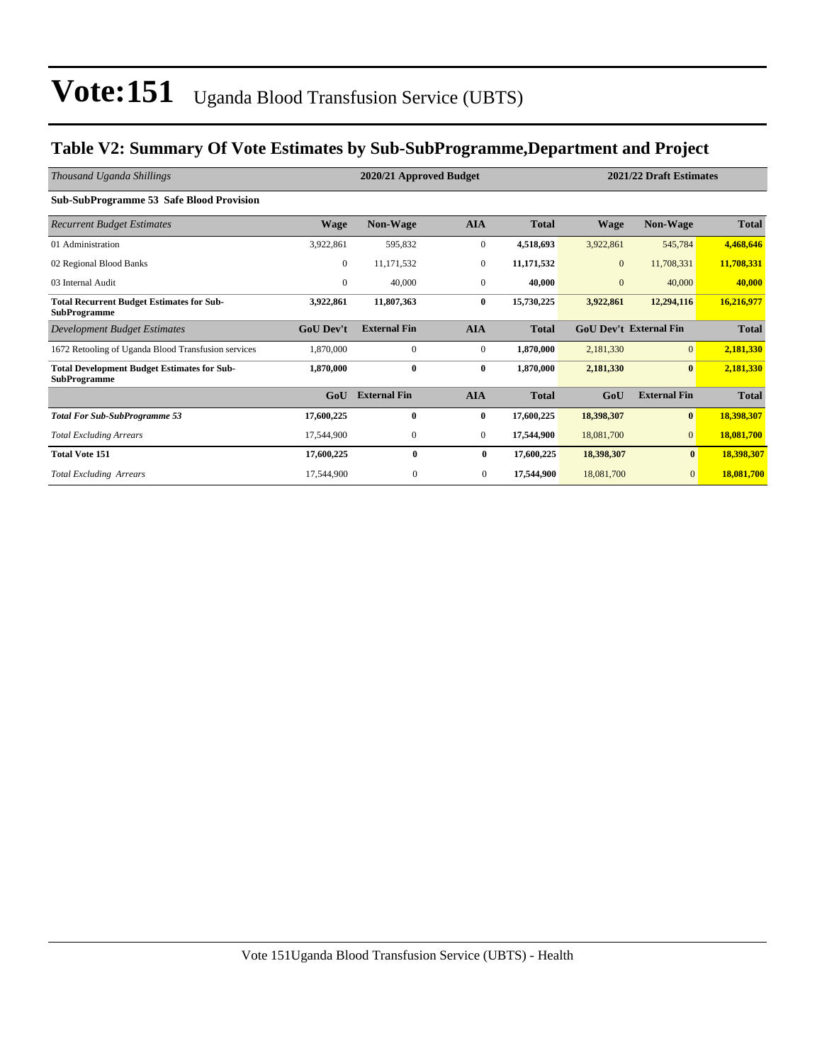# Vote:151 Uganda Blood Transfusion Service (UBTS)

## Table V2: Summary Of Vote Estimates by Sub-SubProgramme,Department and Project

| *Thousand Uganda Shillings* | 2020/21 Approved Budget | | | | 2021/22 Draft Estimates | | |
|---|---|---|---|---|---|---|---|
| **Sub-SubProgramme 53 Safe Blood Provision** | | | | | | | |
| *Recurrent Budget Estimates* | **Wage** | **Non-Wage** | **AIA** | **Total** | **Wage** | **Non-Wage** | **Total** |
| 01 Administration | 3,922,861 | 595,832 | 0 | **4,518,693** | 3,922,861 | 545,784 | **4,468,646** |
| 02 Regional Blood Banks | 0 | 11,171,532 | 0 | **11,171,532** | 0 | 11,708,331 | **11,708,331** |
| 03 Internal Audit | 0 | 40,000 | 0 | **40,000** | 0 | 40,000 | **40,000** |
| **Total Recurrent Budget Estimates for Sub-SubProgramme** | **3,922,861** | **11,807,363** | **0** | **15,730,225** | **3,922,861** | **12,294,116** | **16,216,977** |
| *Development Budget Estimates* | **GoU Dev't** | **External Fin** | **AIA** | **Total** | **GoU Dev't** | **External Fin** | **Total** |
| 1672 Retooling of Uganda Blood Transfusion services | 1,870,000 | 0 | 0 | **1,870,000** | 2,181,330 | 0 | **2,181,330** |
| **Total Development Budget Estimates for Sub-SubProgramme** | **1,870,000** | **0** | **0** | **1,870,000** | **2,181,330** | **0** | **2,181,330** |
| | **GoU** | **External Fin** | **AIA** | **Total** | **GoU** | **External Fin** | **Total** |
| ***Total For Sub-SubProgramme 53*** | **17,600,225** | **0** | **0** | **17,600,225** | **18,398,307** | **0** | **18,398,307** |
| *Total Excluding Arrears* | 17,544,900 | 0 | 0 | **17,544,900** | 18,081,700 | 0 | **18,081,700** |
| **Total Vote 151** | **17,600,225** | **0** | **0** | **17,600,225** | **18,398,307** | **0** | **18,398,307** |
| *Total Excluding Arrears* | 17,544,900 | 0 | 0 | **17,544,900** | 18,081,700 | 0 | **18,081,700** |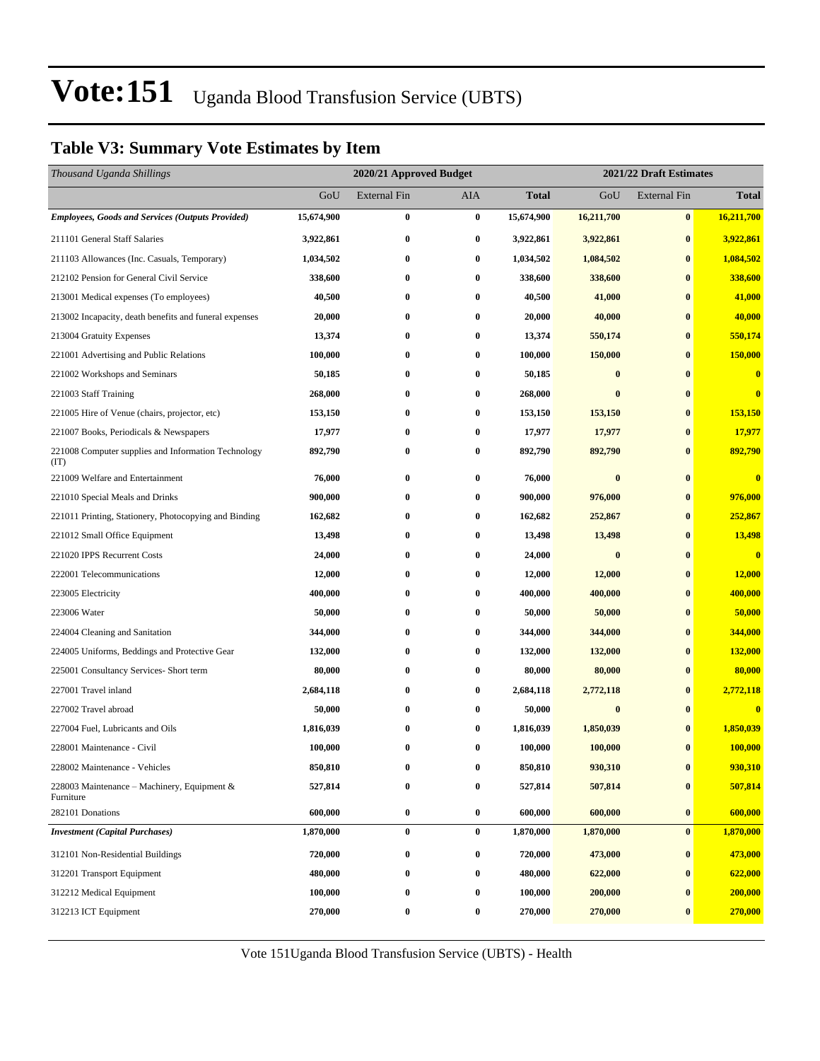# Vote:151 Uganda Blood Transfusion Service (UBTS)

## Table V3: Summary Vote Estimates by Item

| *Thousand Uganda Shillings* | 2020/21 Approved Budget | | | | 2021/22 Draft Estimates | | |
|---|---|---|---|---|---|---|---|
| | GoU | External Fin | AIA | Total | GoU | External Fin | Total |
| ***Employees, Goods and Services (Outputs Provided)*** | **15,674,900** | **0** | **0** | **15,674,900** | **16,211,700** | **0** | **16,211,700** |
| 211101 General Staff Salaries | **3,922,861** | **0** | **0** | **3,922,861** | **3,922,861** | **0** | **3,922,861** |
| 211103 Allowances (Inc. Casuals, Temporary) | **1,034,502** | **0** | **0** | **1,034,502** | **1,084,502** | **0** | **1,084,502** |
| 212102 Pension for General Civil Service | **338,600** | **0** | **0** | **338,600** | **338,600** | **0** | **338,600** |
| 213001 Medical expenses (To employees) | **40,500** | **0** | **0** | **40,500** | **41,000** | **0** | **41,000** |
| 213002 Incapacity, death benefits and funeral expenses | **20,000** | **0** | **0** | **20,000** | **40,000** | **0** | **40,000** |
| 213004 Gratuity Expenses | **13,374** | **0** | **0** | **13,374** | **550,174** | **0** | **550,174** |
| 221001 Advertising and Public Relations | **100,000** | **0** | **0** | **100,000** | **150,000** | **0** | **150,000** |
| 221002 Workshops and Seminars | **50,185** | **0** | **0** | **50,185** | **0** | **0** | **0** |
| 221003 Staff Training | **268,000** | **0** | **0** | **268,000** | **0** | **0** | **0** |
| 221005 Hire of Venue (chairs, projector, etc) | **153,150** | **0** | **0** | **153,150** | **153,150** | **0** | **153,150** |
| 221007 Books, Periodicals & Newspapers | **17,977** | **0** | **0** | **17,977** | **17,977** | **0** | **17,977** |
| 221008 Computer supplies and Information Technology (IT) | **892,790** | **0** | **0** | **892,790** | **892,790** | **0** | **892,790** |
| 221009 Welfare and Entertainment | **76,000** | **0** | **0** | **76,000** | **0** | **0** | **0** |
| 221010 Special Meals and Drinks | **900,000** | **0** | **0** | **900,000** | **976,000** | **0** | **976,000** |
| 221011 Printing, Stationery, Photocopying and Binding | **162,682** | **0** | **0** | **162,682** | **252,867** | **0** | **252,867** |
| 221012 Small Office Equipment | **13,498** | **0** | **0** | **13,498** | **13,498** | **0** | **13,498** |
| 221020 IPPS Recurrent Costs | **24,000** | **0** | **0** | **24,000** | **0** | **0** | **0** |
| 222001 Telecommunications | **12,000** | **0** | **0** | **12,000** | **12,000** | **0** | **12,000** |
| 223005 Electricity | **400,000** | **0** | **0** | **400,000** | **400,000** | **0** | **400,000** |
| 223006 Water | **50,000** | **0** | **0** | **50,000** | **50,000** | **0** | **50,000** |
| 224004 Cleaning and Sanitation | **344,000** | **0** | **0** | **344,000** | **344,000** | **0** | **344,000** |
| 224005 Uniforms, Beddings and Protective Gear | **132,000** | **0** | **0** | **132,000** | **132,000** | **0** | **132,000** |
| 225001 Consultancy Services- Short term | **80,000** | **0** | **0** | **80,000** | **80,000** | **0** | **80,000** |
| 227001 Travel inland | **2,684,118** | **0** | **0** | **2,684,118** | **2,772,118** | **0** | **2,772,118** |
| 227002 Travel abroad | **50,000** | **0** | **0** | **50,000** | **0** | **0** | **0** |
| 227004 Fuel, Lubricants and Oils | **1,816,039** | **0** | **0** | **1,816,039** | **1,850,039** | **0** | **1,850,039** |
| 228001 Maintenance - Civil | **100,000** | **0** | **0** | **100,000** | **100,000** | **0** | **100,000** |
| 228002 Maintenance - Vehicles | **850,810** | **0** | **0** | **850,810** | **930,310** | **0** | **930,310** |
| 228003 Maintenance – Machinery, Equipment & Furniture | **527,814** | **0** | **0** | **527,814** | **507,814** | **0** | **507,814** |
| 282101 Donations | **600,000** | **0** | **0** | **600,000** | **600,000** | **0** | **600,000** |
| ***Investment (Capital Purchases)*** | **1,870,000** | **0** | **0** | **1,870,000** | **1,870,000** | **0** | **1,870,000** |
| 312101 Non-Residential Buildings | **720,000** | **0** | **0** | **720,000** | **473,000** | **0** | **473,000** |
| 312201 Transport Equipment | **480,000** | **0** | **0** | **480,000** | **622,000** | **0** | **622,000** |
| 312212 Medical Equipment | **100,000** | **0** | **0** | **100,000** | **200,000** | **0** | **200,000** |
| 312213 ICT Equipment | **270,000** | **0** | **0** | **270,000** | **270,000** | **0** | **270,000** |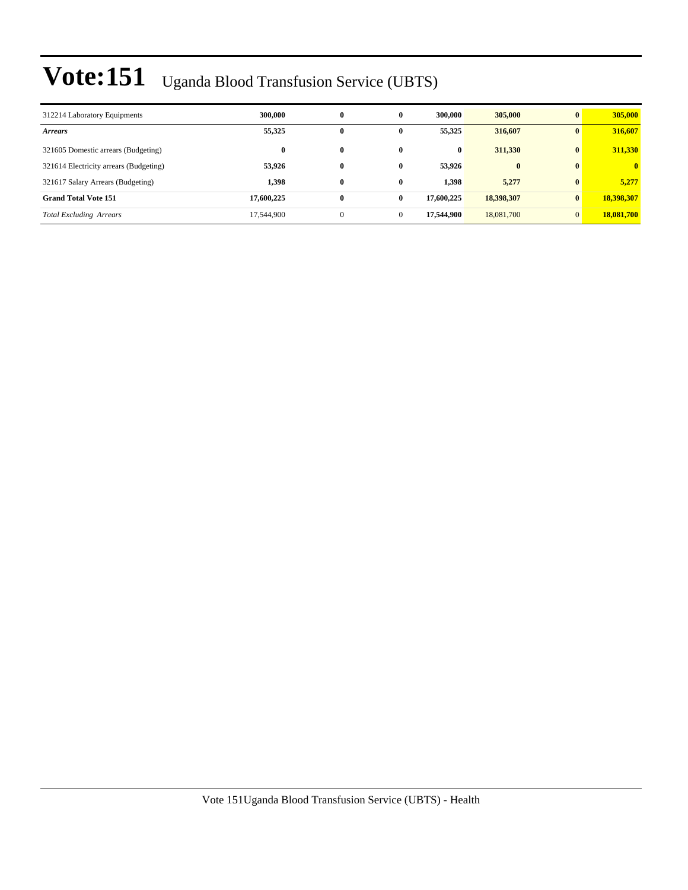# Vote:151 Uganda Blood Transfusion Service (UBTS)

| | | | | | | | |
|---|---|---|---|---|---|---|---|
| 312214 Laboratory Equipments | **300,000** | **0** | **0** | **300,000** | **305,000** | **0** | **305,000** |
| ***Arrears*** | **55,325** | **0** | **0** | **55,325** | **316,607** | **0** | **316,607** |
| 321605 Domestic arrears (Budgeting) | **0** | **0** | **0** | **0** | **311,330** | **0** | **311,330** |
| 321614 Electricity arrears (Budgeting) | **53,926** | **0** | **0** | **53,926** | **0** | **0** | **0** |
| 321617 Salary Arrears (Budgeting) | **1,398** | **0** | **0** | **1,398** | **5,277** | **0** | **5,277** |
| **Grand Total Vote 151** | **17,600,225** | **0** | **0** | **17,600,225** | **18,398,307** | **0** | **18,398,307** |
| *Total Excluding Arrears* | 17,544,900 | 0 | 0 | **17,544,900** | 18,081,700 | 0 | **18,081,700** |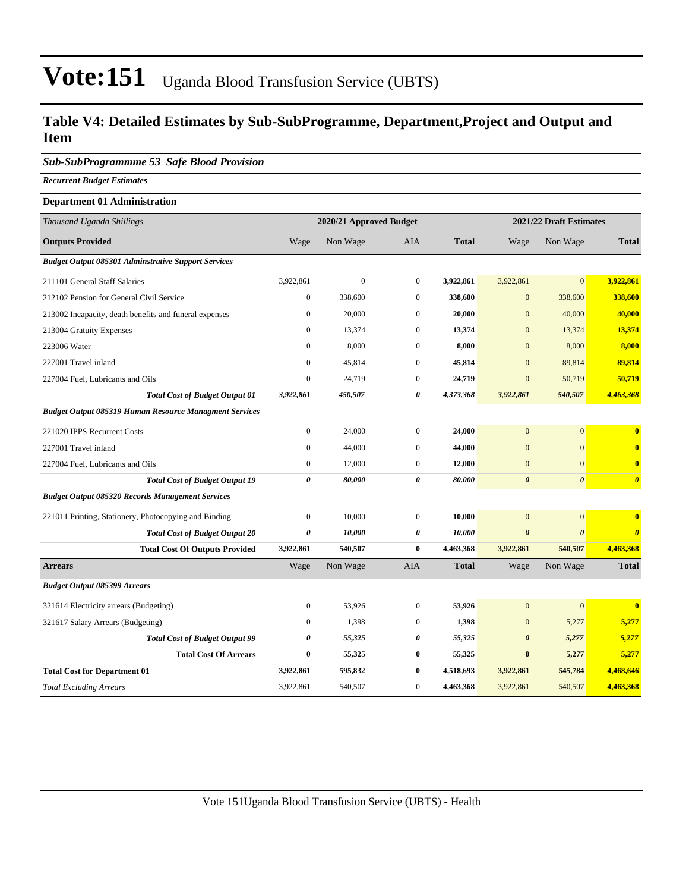# Vote:151 Uganda Blood Transfusion Service (UBTS)

## Table V4: Detailed Estimates by Sub-SubProgramme, Department,Project and Output and Item

### *Sub-SubProgrammme 53 Safe Blood Provision*

***Recurrent Budget Estimates***

**Department 01 Administration**

| *Thousand Uganda Shillings* | 2020/21 Approved Budget | | | | 2021/22 Draft Estimates | | |
|---|---|---|---|---|---|---|---|
| **Outputs Provided** | Wage | Non Wage | AIA | **Total** | Wage | Non Wage | **Total** |
| ***Budget Output 085301 Adminstrative Support Services*** | | | | | | | |
| 211101 General Staff Salaries | 3,922,861 | 0 | 0 | **3,922,861** | 3,922,861 | 0 | **3,922,861** |
| 212102 Pension for General Civil Service | 0 | 338,600 | 0 | **338,600** | 0 | 338,600 | **338,600** |
| 213002 Incapacity, death benefits and funeral expenses | 0 | 20,000 | 0 | **20,000** | 0 | 40,000 | **40,000** |
| 213004 Gratuity Expenses | 0 | 13,374 | 0 | **13,374** | 0 | 13,374 | **13,374** |
| 223006 Water | 0 | 8,000 | 0 | **8,000** | 0 | 8,000 | **8,000** |
| 227001 Travel inland | 0 | 45,814 | 0 | **45,814** | 0 | 89,814 | **89,814** |
| 227004 Fuel, Lubricants and Oils | 0 | 24,719 | 0 | **24,719** | 0 | 50,719 | **50,719** |
| ***Total Cost of Budget Output 01*** | ***3,922,861*** | ***450,507*** | ***0*** | ***4,373,368*** | ***3,922,861*** | ***540,507*** | ***4,463,368*** |
| ***Budget Output 085319 Human Resource Managment Services*** | | | | | | | |
| 221020 IPPS Recurrent Costs | 0 | 24,000 | 0 | **24,000** | 0 | 0 | **0** |
| 227001 Travel inland | 0 | 44,000 | 0 | **44,000** | 0 | 0 | **0** |
| 227004 Fuel, Lubricants and Oils | 0 | 12,000 | 0 | **12,000** | 0 | 0 | **0** |
| ***Total Cost of Budget Output 19*** | ***0*** | ***80,000*** | ***0*** | ***80,000*** | ***0*** | ***0*** | ***0*** |
| ***Budget Output 085320 Records Management Services*** | | | | | | | |
| 221011 Printing, Stationery, Photocopying and Binding | 0 | 10,000 | 0 | **10,000** | 0 | 0 | **0** |
| ***Total Cost of Budget Output 20*** | ***0*** | ***10,000*** | ***0*** | ***10,000*** | ***0*** | ***0*** | ***0*** |
| **Total Cost Of Outputs Provided** | **3,922,861** | **540,507** | **0** | **4,463,368** | **3,922,861** | **540,507** | **4,463,368** |
| **Arrears** | Wage | Non Wage | AIA | **Total** | Wage | Non Wage | **Total** |
| ***Budget Output 085399 Arrears*** | | | | | | | |
| 321614 Electricity arrears (Budgeting) | 0 | 53,926 | 0 | **53,926** | 0 | 0 | **0** |
| 321617 Salary Arrears (Budgeting) | 0 | 1,398 | 0 | **1,398** | 0 | 5,277 | **5,277** |
| ***Total Cost of Budget Output 99*** | ***0*** | ***55,325*** | ***0*** | ***55,325*** | ***0*** | ***5,277*** | ***5,277*** |
| **Total Cost Of Arrears** | **0** | **55,325** | **0** | **55,325** | **0** | **5,277** | **5,277** |
| **Total Cost for Department 01** | **3,922,861** | **595,832** | **0** | **4,518,693** | **3,922,861** | **545,784** | **4,468,646** |
| *Total Excluding Arrears* | 3,922,861 | 540,507 | 0 | **4,463,368** | 3,922,861 | 540,507 | **4,463,368** |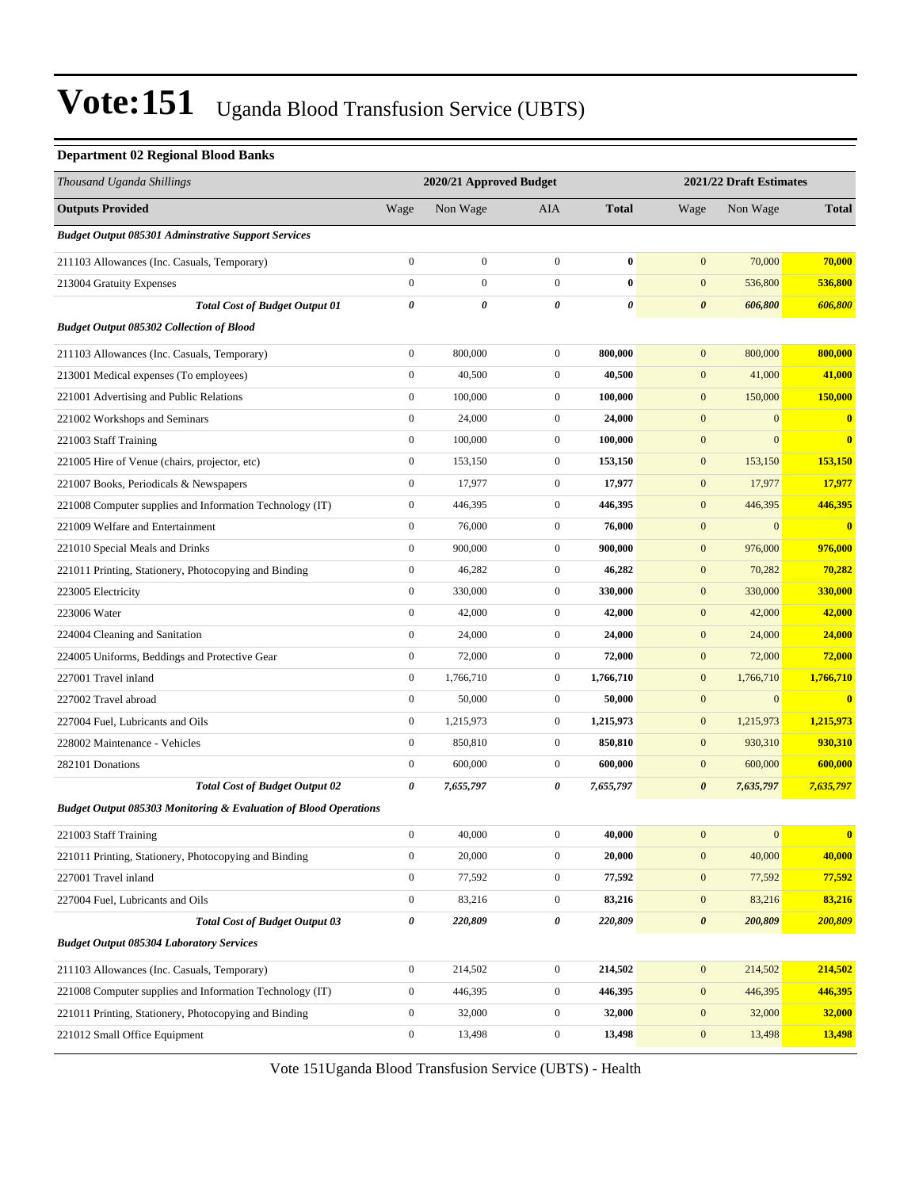# Vote:151 Uganda Blood Transfusion Service (UBTS)

### Department 02 Regional Blood Banks

| *Thousand Uganda Shillings* | 2020/21 Approved Budget | | | | 2021/22 Draft Estimates | | |
|---|---|---|---|---|---|---|---|
| **Outputs Provided** | Wage | Non Wage | AIA | **Total** | Wage | Non Wage | **Total** |
| ***Budget Output 085301 Adminstrative Support Services*** | | | | | | | |
| 211103 Allowances (Inc. Casuals, Temporary) | 0 | 0 | 0 | **0** | 0 | 70,000 | **70,000** |
| 213004 Gratuity Expenses | 0 | 0 | 0 | **0** | 0 | 536,800 | **536,800** |
| ***Total Cost of Budget Output 01*** | ***0*** | ***0*** | ***0*** | ***0*** | ***0*** | ***606,800*** | ***606,800*** |
| ***Budget Output 085302 Collection of Blood*** | | | | | | | |
| 211103 Allowances (Inc. Casuals, Temporary) | 0 | 800,000 | 0 | **800,000** | 0 | 800,000 | **800,000** |
| 213001 Medical expenses (To employees) | 0 | 40,500 | 0 | **40,500** | 0 | 41,000 | **41,000** |
| 221001 Advertising and Public Relations | 0 | 100,000 | 0 | **100,000** | 0 | 150,000 | **150,000** |
| 221002 Workshops and Seminars | 0 | 24,000 | 0 | **24,000** | 0 | 0 | **0** |
| 221003 Staff Training | 0 | 100,000 | 0 | **100,000** | 0 | 0 | **0** |
| 221005 Hire of Venue (chairs, projector, etc) | 0 | 153,150 | 0 | **153,150** | 0 | 153,150 | **153,150** |
| 221007 Books, Periodicals & Newspapers | 0 | 17,977 | 0 | **17,977** | 0 | 17,977 | **17,977** |
| 221008 Computer supplies and Information Technology (IT) | 0 | 446,395 | 0 | **446,395** | 0 | 446,395 | **446,395** |
| 221009 Welfare and Entertainment | 0 | 76,000 | 0 | **76,000** | 0 | 0 | **0** |
| 221010 Special Meals and Drinks | 0 | 900,000 | 0 | **900,000** | 0 | 976,000 | **976,000** |
| 221011 Printing, Stationery, Photocopying and Binding | 0 | 46,282 | 0 | **46,282** | 0 | 70,282 | **70,282** |
| 223005 Electricity | 0 | 330,000 | 0 | **330,000** | 0 | 330,000 | **330,000** |
| 223006 Water | 0 | 42,000 | 0 | **42,000** | 0 | 42,000 | **42,000** |
| 224004 Cleaning and Sanitation | 0 | 24,000 | 0 | **24,000** | 0 | 24,000 | **24,000** |
| 224005 Uniforms, Beddings and Protective Gear | 0 | 72,000 | 0 | **72,000** | 0 | 72,000 | **72,000** |
| 227001 Travel inland | 0 | 1,766,710 | 0 | **1,766,710** | 0 | 1,766,710 | **1,766,710** |
| 227002 Travel abroad | 0 | 50,000 | 0 | **50,000** | 0 | 0 | **0** |
| 227004 Fuel, Lubricants and Oils | 0 | 1,215,973 | 0 | **1,215,973** | 0 | 1,215,973 | **1,215,973** |
| 228002 Maintenance - Vehicles | 0 | 850,810 | 0 | **850,810** | 0 | 930,310 | **930,310** |
| 282101 Donations | 0 | 600,000 | 0 | **600,000** | 0 | 600,000 | **600,000** |
| ***Total Cost of Budget Output 02*** | ***0*** | ***7,655,797*** | ***0*** | ***7,655,797*** | ***0*** | ***7,635,797*** | ***7,635,797*** |
| ***Budget Output 085303 Monitoring & Evaluation of Blood Operations*** | | | | | | | |
| 221003 Staff Training | 0 | 40,000 | 0 | **40,000** | 0 | 0 | **0** |
| 221011 Printing, Stationery, Photocopying and Binding | 0 | 20,000 | 0 | **20,000** | 0 | 40,000 | **40,000** |
| 227001 Travel inland | 0 | 77,592 | 0 | **77,592** | 0 | 77,592 | **77,592** |
| 227004 Fuel, Lubricants and Oils | 0 | 83,216 | 0 | **83,216** | 0 | 83,216 | **83,216** |
| ***Total Cost of Budget Output 03*** | ***0*** | ***220,809*** | ***0*** | ***220,809*** | ***0*** | ***200,809*** | ***200,809*** |
| ***Budget Output 085304 Laboratory Services*** | | | | | | | |
| 211103 Allowances (Inc. Casuals, Temporary) | 0 | 214,502 | 0 | **214,502** | 0 | 214,502 | **214,502** |
| 221008 Computer supplies and Information Technology (IT) | 0 | 446,395 | 0 | **446,395** | 0 | 446,395 | **446,395** |
| 221011 Printing, Stationery, Photocopying and Binding | 0 | 32,000 | 0 | **32,000** | 0 | 32,000 | **32,000** |
| 221012 Small Office Equipment | 0 | 13,498 | 0 | **13,498** | 0 | 13,498 | **13,498** |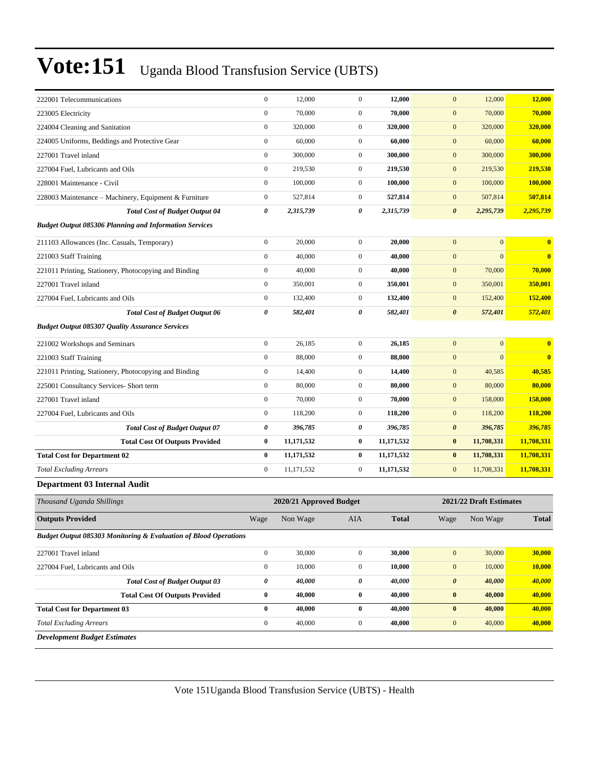# Vote:151 Uganda Blood Transfusion Service (UBTS)

| | | | | | | | |
|---|---|---|---|---|---|---|---|
| 222001 Telecommunications | 0 | 12,000 | 0 | **12,000** | 0 | 12,000 | **12,000** |
| 223005 Electricity | 0 | 70,000 | 0 | **70,000** | 0 | 70,000 | **70,000** |
| 224004 Cleaning and Sanitation | 0 | 320,000 | 0 | **320,000** | 0 | 320,000 | **320,000** |
| 224005 Uniforms, Beddings and Protective Gear | 0 | 60,000 | 0 | **60,000** | 0 | 60,000 | **60,000** |
| 227001 Travel inland | 0 | 300,000 | 0 | **300,000** | 0 | 300,000 | **300,000** |
| 227004 Fuel, Lubricants and Oils | 0 | 219,530 | 0 | **219,530** | 0 | 219,530 | **219,530** |
| 228001 Maintenance - Civil | 0 | 100,000 | 0 | **100,000** | 0 | 100,000 | **100,000** |
| 228003 Maintenance – Machinery, Equipment & Furniture | 0 | 527,814 | 0 | **527,814** | 0 | 507,814 | **507,814** |
| ***Total Cost of Budget Output 04*** | ***0*** | ***2,315,739*** | ***0*** | ***2,315,739*** | ***0*** | ***2,295,739*** | ***2,295,739*** |
| ***Budget Output 085306 Planning and Information Services*** | | | | | | | |
| 211103 Allowances (Inc. Casuals, Temporary) | 0 | 20,000 | 0 | **20,000** | 0 | 0 | **0** |
| 221003 Staff Training | 0 | 40,000 | 0 | **40,000** | 0 | 0 | **0** |
| 221011 Printing, Stationery, Photocopying and Binding | 0 | 40,000 | 0 | **40,000** | 0 | 70,000 | **70,000** |
| 227001 Travel inland | 0 | 350,001 | 0 | **350,001** | 0 | 350,001 | **350,001** |
| 227004 Fuel, Lubricants and Oils | 0 | 132,400 | 0 | **132,400** | 0 | 152,400 | **152,400** |
| ***Total Cost of Budget Output 06*** | ***0*** | ***582,401*** | ***0*** | ***582,401*** | ***0*** | ***572,401*** | ***572,401*** |
| ***Budget Output 085307 Quality Assurance Services*** | | | | | | | |
| 221002 Workshops and Seminars | 0 | 26,185 | 0 | **26,185** | 0 | 0 | **0** |
| 221003 Staff Training | 0 | 88,000 | 0 | **88,000** | 0 | 0 | **0** |
| 221011 Printing, Stationery, Photocopying and Binding | 0 | 14,400 | 0 | **14,400** | 0 | 40,585 | **40,585** |
| 225001 Consultancy Services- Short term | 0 | 80,000 | 0 | **80,000** | 0 | 80,000 | **80,000** |
| 227001 Travel inland | 0 | 70,000 | 0 | **70,000** | 0 | 158,000 | **158,000** |
| 227004 Fuel, Lubricants and Oils | 0 | 118,200 | 0 | **118,200** | 0 | 118,200 | **118,200** |
| ***Total Cost of Budget Output 07*** | ***0*** | ***396,785*** | ***0*** | ***396,785*** | ***0*** | ***396,785*** | ***396,785*** |
| **Total Cost Of Outputs Provided** | **0** | **11,171,532** | **0** | **11,171,532** | **0** | **11,708,331** | **11,708,331** |
| **Total Cost for Department 02** | **0** | **11,171,532** | **0** | **11,171,532** | **0** | **11,708,331** | **11,708,331** |
| *Total Excluding Arrears* | 0 | 11,171,532 | 0 | **11,171,532** | 0 | 11,708,331 | **11,708,331** |

**Department 03 Internal Audit**

| *Thousand Uganda Shillings* | 2020/21 Approved Budget | | | | 2021/22 Draft Estimates | | |
|---|---|---|---|---|---|---|---|
| **Outputs Provided** | Wage | Non Wage | AIA | **Total** | Wage | Non Wage | **Total** |
| ***Budget Output 085303 Monitoring & Evaluation of Blood Operations*** | | | | | | | |
| 227001 Travel inland | 0 | 30,000 | 0 | **30,000** | 0 | 30,000 | **30,000** |
| 227004 Fuel, Lubricants and Oils | 0 | 10,000 | 0 | **10,000** | 0 | 10,000 | **10,000** |
| ***Total Cost of Budget Output 03*** | ***0*** | ***40,000*** | ***0*** | ***40,000*** | ***0*** | ***40,000*** | ***40,000*** |
| **Total Cost Of Outputs Provided** | **0** | **40,000** | **0** | **40,000** | **0** | **40,000** | **40,000** |
| **Total Cost for Department 03** | **0** | **40,000** | **0** | **40,000** | **0** | **40,000** | **40,000** |
| *Total Excluding Arrears* | 0 | 40,000 | 0 | **40,000** | 0 | 40,000 | **40,000** |

***Development Budget Estimates***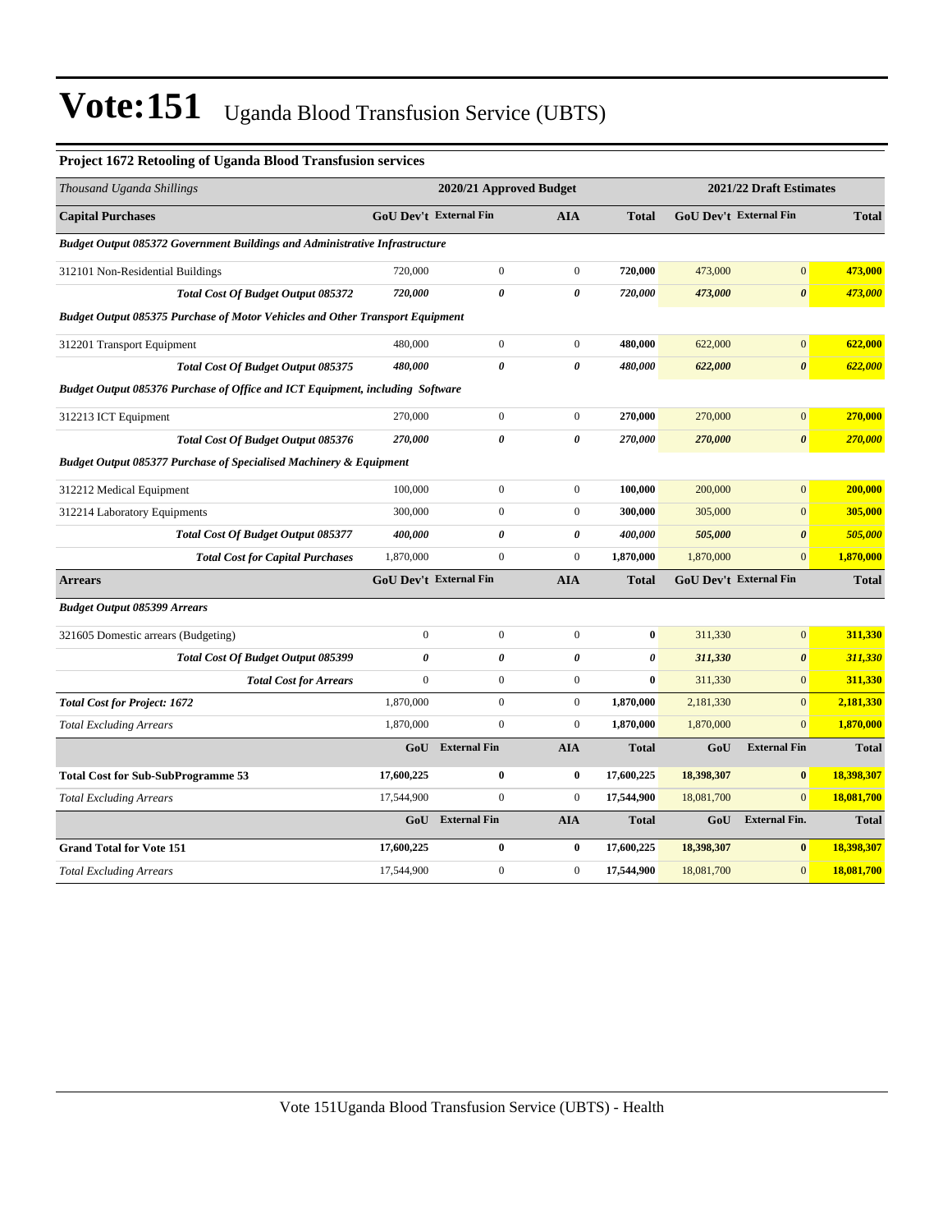# Vote:151 Uganda Blood Transfusion Service (UBTS)

**Project 1672 Retooling of Uganda Blood Transfusion services**

| *Thousand Uganda Shillings* | 2020/21 Approved Budget | | | | 2021/22 Draft Estimates | | |
|---|---|---|---|---|---|---|---|
| **Capital Purchases** | **GoU Dev't** | **External Fin** | **AIA** | **Total** | **GoU Dev't** | **External Fin** | **Total** |
| ***Budget Output 085372 Government Buildings and Administrative Infrastructure*** | | | | | | | |
| 312101 Non-Residential Buildings | 720,000 | 0 | 0 | **720,000** | 473,000 | 0 | **473,000** |
| ***Total Cost Of Budget Output 085372*** | ***720,000*** | ***0*** | ***0*** | ***720,000*** | ***473,000*** | ***0*** | ***473,000*** |
| ***Budget Output 085375 Purchase of Motor Vehicles and Other Transport Equipment*** | | | | | | | |
| 312201 Transport Equipment | 480,000 | 0 | 0 | **480,000** | 622,000 | 0 | **622,000** |
| ***Total Cost Of Budget Output 085375*** | ***480,000*** | ***0*** | ***0*** | ***480,000*** | ***622,000*** | ***0*** | ***622,000*** |
| ***Budget Output 085376 Purchase of Office and ICT Equipment, including Software*** | | | | | | | |
| 312213 ICT Equipment | 270,000 | 0 | 0 | **270,000** | 270,000 | 0 | **270,000** |
| ***Total Cost Of Budget Output 085376*** | ***270,000*** | ***0*** | ***0*** | ***270,000*** | ***270,000*** | ***0*** | ***270,000*** |
| ***Budget Output 085377 Purchase of Specialised Machinery & Equipment*** | | | | | | | |
| 312212 Medical Equipment | 100,000 | 0 | 0 | **100,000** | 200,000 | 0 | **200,000** |
| 312214 Laboratory Equipments | 300,000 | 0 | 0 | **300,000** | 305,000 | 0 | **305,000** |
| ***Total Cost Of Budget Output 085377*** | ***400,000*** | ***0*** | ***0*** | ***400,000*** | ***505,000*** | ***0*** | ***505,000*** |
| ***Total Cost for Capital Purchases*** | 1,870,000 | 0 | 0 | **1,870,000** | 1,870,000 | 0 | **1,870,000** |
| **Arrears** | **GoU Dev't** | **External Fin** | **AIA** | **Total** | **GoU Dev't** | **External Fin** | **Total** |
| ***Budget Output 085399 Arrears*** | | | | | | | |
| 321605 Domestic arrears (Budgeting) | 0 | 0 | 0 | **0** | 311,330 | 0 | **311,330** |
| ***Total Cost Of Budget Output 085399*** | ***0*** | ***0*** | ***0*** | ***0*** | ***311,330*** | ***0*** | ***311,330*** |
| ***Total Cost for Arrears*** | 0 | 0 | 0 | **0** | 311,330 | 0 | **311,330** |
| ***Total Cost for Project: 1672*** | 1,870,000 | 0 | 0 | **1,870,000** | 2,181,330 | 0 | **2,181,330** |
| *Total Excluding Arrears* | 1,870,000 | 0 | 0 | **1,870,000** | 1,870,000 | 0 | **1,870,000** |
| | **GoU** | **External Fin** | **AIA** | **Total** | **GoU** | **External Fin** | **Total** |
| **Total Cost for Sub-SubProgramme 53** | **17,600,225** | **0** | **0** | **17,600,225** | **18,398,307** | **0** | **18,398,307** |
| *Total Excluding Arrears* | 17,544,900 | 0 | 0 | **17,544,900** | 18,081,700 | 0 | **18,081,700** |
| | **GoU** | **External Fin** | **AIA** | **Total** | **GoU** | **External Fin.** | **Total** |
| **Grand Total for Vote 151** | **17,600,225** | **0** | **0** | **17,600,225** | **18,398,307** | **0** | **18,398,307** |
| *Total Excluding Arrears* | 17,544,900 | 0 | 0 | **17,544,900** | 18,081,700 | 0 | **18,081,700** |